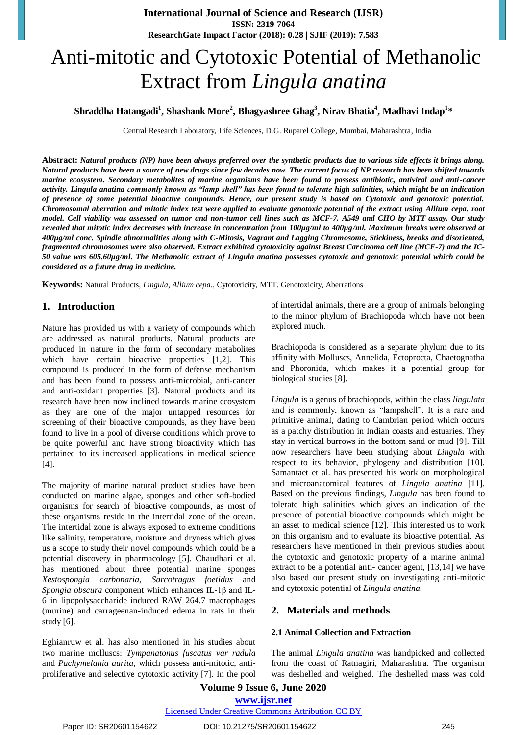# Anti-mitotic and Cytotoxic Potential of Methanolic Extract from *Lingula anatina*

**Shraddha Hatangadi[1], Shashank More[2], Bhagyashree Ghag[3], Nirav Bhatia[4], Madhavi Indap[1]***

Central Research Laboratory, Life Sciences, D.G. Ruparel College, Mumbai, Maharashtra, India

**Abstract:** ***Natural products (NP) have been always preferred over the synthetic products due to various side effects it brings along. Natural products have been a source of new drugs since few decades now. The current focus of NP research has been shifted towards marine ecosystem. Secondary metabolites of marine organisms have been found to possess antibiotic, antiviral and anti-cancer activity. Lingula anatina commonly known as "lamp shell" has been found to tolerate high salinities, which might be an indication of presence of some potential bioactive compounds. Hence, our present study is based on Cytotoxic and genotoxic potential. Chromosomal aberration and mitotic index test were applied to evaluate genotoxic potential of the extract using Allium cepa. root model. Cell viability was assessed on tumor and non-tumor cell lines such as MCF-7, A549 and CHO by MTT assay. Our study revealed that mitotic index decreases with increase in concentration from 100µg/ml to 400µg/ml. Maximum breaks were observed at 400µg/ml conc. Spindle abnormalities along with C-Mitosis, Vagrant and Lagging Chromosome, Stickiness, breaks and disoriented, fragmented chromosomes were also observed. Extract exhibited cytotoxicity against Breast Carcinoma cell line (MCF-7) and the IC-50 value was 605.60µg/ml. The Methanolic extract of Lingula anatina possesses cytotoxic and genotoxic potential which could be considered as a future drug in medicine.***

**Keywords:** Natural Products, *Lingula*, *Allium cepa*., Cytotoxicity, MTT. Genotoxicity, Aberrations

## 1. Introduction

Nature has provided us with a variety of compounds which are addressed as natural products. Natural products are produced in nature in the form of secondary metabolites which have certain bioactive properties [1,2]. This compound is produced in the form of defense mechanism and has been found to possess anti-microbial, anti-cancer and anti-oxidant properties [3]. Natural products and its research have been now inclined towards marine ecosystem as they are one of the major untapped resources for screening of their bioactive compounds, as they have been found to live in a pool of diverse conditions which prove to be quite powerful and have strong bioactivity which has pertained to its increased applications in medical science [4].

The majority of marine natural product studies have been conducted on marine algae, sponges and other soft-bodied organisms for search of bioactive compounds, as most of these organisms reside in the intertidal zone of the ocean. The intertidal zone is always exposed to extreme conditions like salinity, temperature, moisture and dryness which gives us a scope to study their novel compounds which could be a potential discovery in pharmacology [5]. Chaudhari et al. has mentioned about three potential marine sponges *Xestospongia carbonaria*, *Sarcotragus foetidus* and *Spongia obscura* component which enhances IL-1β and IL-6 in lipopolysaccharide induced RAW 264.7 macrophages (murine) and carrageenan-induced edema in rats in their study [6].

Eghianruw et al. has also mentioned in his studies about two marine molluscs: *Tympanatonus fuscatus var radula* and *Pachymelania aurita*, which possess anti-mitotic, anti-proliferative and selective cytotoxic activity [7]. In the pool of intertidal animals, there are a group of animals belonging to the minor phylum of Brachiopoda which have not been explored much.

Brachiopoda is considered as a separate phylum due to its affinity with Molluscs, Annelida, Ectoprocta, Chaetognatha and Phoronida, which makes it a potential group for biological studies [8].

*Lingula* is a genus of brachiopods, within the class *lingulata* and is commonly, known as "lampshell". It is a rare and primitive animal, dating to Cambrian period which occurs as a patchy distribution in Indian coasts and estuaries. They stay in vertical burrows in the bottom sand or mud [9]. Till now researchers have been studying about *Lingula* with respect to its behavior, phylogeny and distribution [10]. Samantaet et al. has presented his work on morphological and microanatomical features of *Lingula anatina* [11]. Based on the previous findings, *Lingula* has been found to tolerate high salinities which gives an indication of the presence of potential bioactive compounds which might be an asset to medical science [12]. This interested us to work on this organism and to evaluate its bioactive potential. As researchers have mentioned in their previous studies about the cytotoxic and genotoxic property of a marine animal extract to be a potential anti- cancer agent, [13,14] we have also based our present study on investigating anti-mitotic and cytotoxic potential of *Lingula anatina.*

## 2. Materials and methods

### 2.1 Animal Collection and Extraction

The animal *Lingula anatina* was handpicked and collected from the coast of Ratnagiri, Maharashtra. The organism was deshelled and weighed. The deshelled mass was cold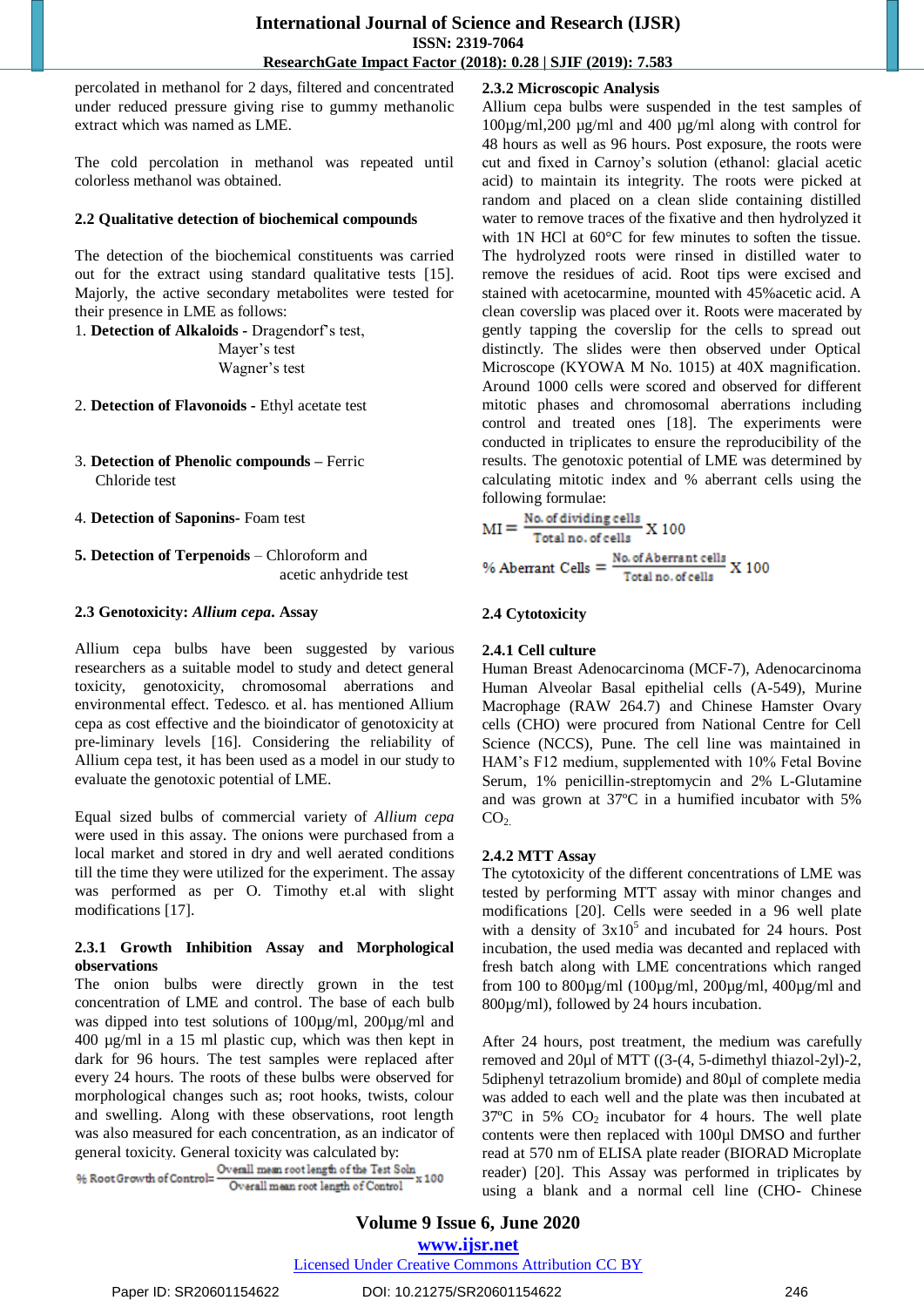percolated in methanol for 2 days, filtered and concentrated under reduced pressure giving rise to gummy methanolic extract which was named as LME.

The cold percolation in methanol was repeated until colorless methanol was obtained.

### 2.2 Qualitative detection of biochemical compounds

The detection of the biochemical constituents was carried out for the extract using standard qualitative tests [15]. Majorly, the active secondary metabolites were tested for their presence in LME as follows:

1. **Detection of Alkaloids -** Dragendorf's test, Mayer's test, Wagner's test
2. **Detection of Flavonoids -** Ethyl acetate test
3. **Detection of Phenolic compounds –** Ferric Chloride test
4. **Detection of Saponins-** Foam test
5. **Detection of Terpenoids** – Chloroform and acetic anhydride test

### 2.3 Genotoxicity: *Allium cepa.* Assay

Allium cepa bulbs have been suggested by various researchers as a suitable model to study and detect general toxicity, genotoxicity, chromosomal aberrations and environmental effect. Tedesco. et al. has mentioned Allium cepa as cost effective and the bioindicator of genotoxicity at pre-liminary levels [16]. Considering the reliability of Allium cepa test, it has been used as a model in our study to evaluate the genotoxic potential of LME.

Equal sized bulbs of commercial variety of *Allium cepa* were used in this assay. The onions were purchased from a local market and stored in dry and well aerated conditions till the time they were utilized for the experiment. The assay was performed as per O. Timothy et.al with slight modifications [17].

#### 2.3.1 Growth Inhibition Assay and Morphological observations

The onion bulbs were directly grown in the test concentration of LME and control. The base of each bulb was dipped into test solutions of 100µg/ml, 200µg/ml and 400 µg/ml in a 15 ml plastic cup, which was then kept in dark for 96 hours. The test samples were replaced after every 24 hours. The roots of the bulbs were observed for morphological changes such as; root hooks, twists, colour and swelling. Along with these observations, root length was also measured for each concentration, as an indicator of general toxicity. General toxicity was calculated by:

$$\% \text{ Root Growth of Control} = \frac{\text{Overall mean root length of the Test Soln}}{\text{Overall mean root length of Control}} \times 100$$

#### 2.3.2 Microscopic Analysis

Allium cepa bulbs were suspended in the test samples of 100µg/ml, 200 µg/ml and 400 µg/ml along with control for 48 hours as well as 96 hours. Post exposure, the roots were cut and fixed in Carnoy's solution (ethanol: glacial acetic acid) to maintain its integrity. The roots were picked at random and placed on a clean slide containing distilled water to remove traces of the fixative and then hydrolyzed it with 1N HCl at 60°C for few minutes to soften the tissue. The hydrolyzed roots were rinsed in distilled water to remove the residues of acid. Root tips were excised and stained with acetocarmine, mounted with 45%acetic acid. A clean coverslip was placed over it. Roots were macerated by gently tapping the coverslip for the cells to spread out distinctly. The slides were then observed under Optical Microscope (KYOWA M No. 1015) at 40X magnification. Around 1000 cells were scored and observed for different mitotic phases and chromosomal aberrations including control and treated ones [18]. The experiments were conducted in triplicates to ensure the reproducibility of the results. The genotoxic potential of LME was determined by calculating mitotic index and % aberrant cells using the following formulae:

$$MI = \frac{\text{No. of dividing cells}}{\text{Total no. of cells}} \times 100$$

$$\% \text{ Aberrant Cells} = \frac{\text{No. of Aberrant cells}}{\text{Total no. of cells}} \times 100$$

### 2.4 Cytotoxicity

#### 2.4.1 Cell culture

Human Breast Adenocarcinoma (MCF-7), Adenocarcinoma Human Alveolar Basal epithelial cells (A-549), Murine Macrophage (RAW 264.7) and Chinese Hamster Ovary cells (CHO) were procured from National Centre for Cell Science (NCCS), Pune. The cell line was maintained in HAM's F12 medium, supplemented with 10% Fetal Bovine Serum, 1% penicillin-streptomycin and 2% L-Glutamine and was grown at 37ºC in a humified incubator with 5% $CO_2$.

#### 2.4.2 MTT Assay

The cytotoxicity of the different concentrations of LME was tested by performing MTT assay with minor changes and modifications [20]. Cells were seeded in a 96 well plate with a density of $3x10^5$ and incubated for 24 hours. Post incubation, the used media was decanted and replaced with fresh batch along with LME concentrations which ranged from 100 to 800µg/ml (100µg/ml, 200µg/ml, 400µg/ml and 800µg/ml), followed by 24 hours incubation.

After 24 hours, post treatment, the medium was carefully removed and 20µl of MTT ((3-(4, 5-dimethyl thiazol-2yl)-2, 5diphenyl tetrazolium bromide) and 80µl of complete media was added to each well and the plate was then incubated at 37ºC in 5% $CO_2$ incubator for 4 hours. The well plate contents were then replaced with 100µl DMSO and further read at 570 nm of ELISA plate reader (BIORAD Microplate reader) [20]. This Assay was performed in triplicates by using a blank and a normal cell line (CHO- Chinese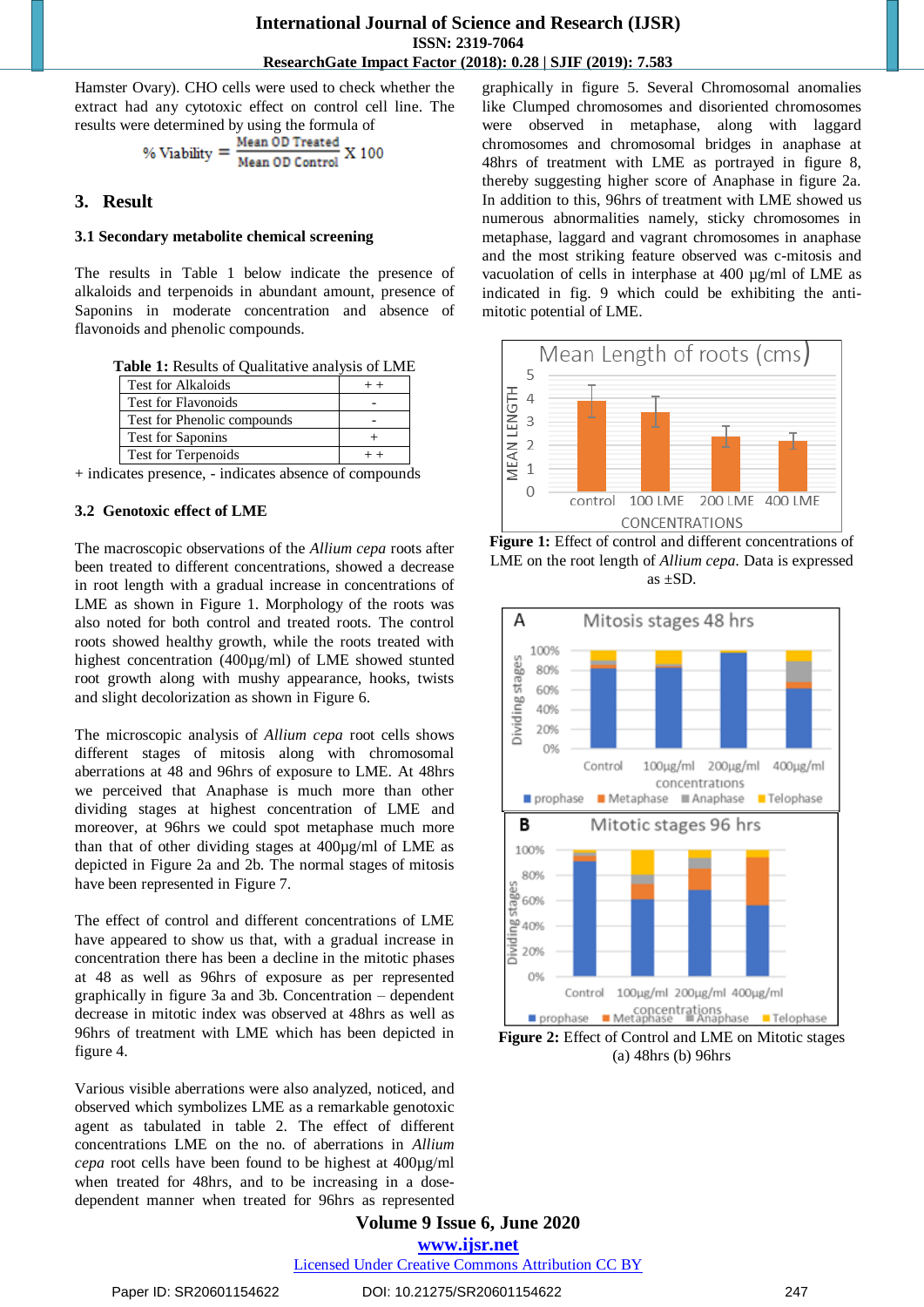Hamster Ovary). CHO cells were used to check whether the extract had any cytotoxic effect on control cell line. The results were determined by using the formula of

$$\% \text{ Viability} = \frac{\text{Mean OD Treated}}{\text{Mean OD Control}} \times 100$$

## 3. Result

### 3.1 Secondary metabolite chemical screening

The results in Table 1 below indicate the presence of alkaloids and terpenoids in abundant amount, presence of Saponins in moderate concentration and absence of flavonoids and phenolic compounds.

**Table 1:** Results of Qualitative analysis of LME

| Test | Result |
|---|---|
| Test for Alkaloids | + + |
| Test for Flavonoids | - |
| Test for Phenolic compounds | - |
| Test for Saponins | + |
| Test for Terpenoids | + + |

+ indicates presence, - indicates absence of compounds

### 3.2 Genotoxic effect of LME

The macroscopic observations of the *Allium cepa* roots after been treated to different concentrations, showed a decrease in root length with a gradual increase in concentrations of LME as shown in Figure 1. Morphology of the roots was also noted for both control and treated roots. The control roots showed healthy growth, while the roots treated with highest concentration (400µg/ml) of LME showed stunted root growth along with mushy appearance, hooks, twists and slight decolorization as shown in Figure 6.

The microscopic analysis of *Allium cepa* root cells shows different stages of mitosis along with chromosomal aberrations at 48 and 96hrs of exposure to LME. At 48hrs we perceived that Anaphase is much more than other dividing stages at highest concentration of LME and moreover, at 96hrs we could spot metaphase much more than that of other dividing stages at 400µg/ml of LME as depicted in Figure 2a and 2b. The normal stages of mitosis have been represented in Figure 7.

The effect of control and different concentrations of LME have appeared to show us that, with a gradual increase in concentration there has been a decline in the mitotic phases at 48 as well as 96hrs of exposure as per represented graphically in figure 3a and 3b. Concentration – dependent decrease in mitotic index was observed at 48hrs as well as 96hrs of treatment with LME which has been depicted in figure 4.

Various visible aberrations were also analyzed, noticed, and observed which symbolizes LME as a remarkable genotoxic agent as tabulated in table 2. The effect of different concentrations LME on the no. of aberrations in *Allium cepa* root cells have been found to be highest at 400µg/ml when treated for 48hrs, and to be increasing in a dose-dependent manner when treated for 96hrs as represented graphically in figure 5. Several Chromosomal anomalies like Clumped chromosomes and disoriented chromosomes were observed in metaphase, along with laggard chromosomes and chromosomal bridges in anaphase at 48hrs of treatment with LME as portrayed in figure 8, thereby suggesting higher score of Anaphase in figure 2a. In addition to this, 96hrs of treatment with LME showed us numerous abnormalities namely, sticky chromosomes in metaphase, laggard and vagrant chromosomes in anaphase and the most striking feature observed was c-mitosis and vacuolation of cells in interphase at 400 µg/ml of LME as indicated in fig. 9 which could be exhibiting the anti-mitotic potential of LME.

**Figure 1:** Effect of control and different concentrations of LME on the root length of *Allium cepa*. Data is expressed as ±SD.

**Figure 2:** Effect of Control and LME on Mitotic stages (a) 48hrs (b) 96hrs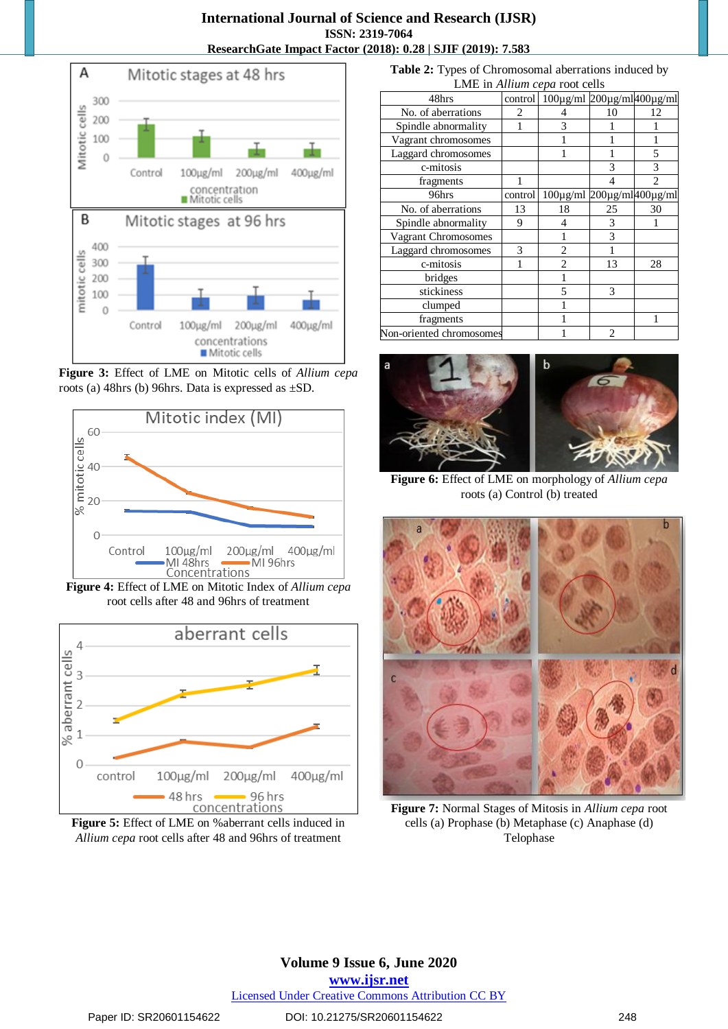**Figure 3:** Effect of LME on Mitotic cells of *Allium cepa* roots (a) 48hrs (b) 96hrs. Data is expressed as ±SD.

**Figure 4:** Effect of LME on Mitotic Index of *Allium cepa* root cells after 48 and 96hrs of treatment

**Figure 5:** Effect of LME on %aberrant cells induced in *Allium cepa* root cells after 48 and 96hrs of treatment

**Table 2:** Types of Chromosomal aberrations induced by LME in *Allium cepa* root cells

| 48hrs | control | 100µg/ml | 200µg/ml | 400µg/ml |
|---|---|---|---|---|
| No. of aberrations | 2 | 4 | 10 | 12 |
| Spindle abnormality | 1 | 3 | 1 | 1 |
| Vagrant chromosomes | | 1 | 1 | 1 |
| Laggard chromosomes | | 1 | 1 | 5 |
| c-mitosis | | | 3 | 3 |
| fragments | 1 | | 4 | 2 |
| 96hrs | control | 100µg/ml | 200µg/ml | 400µg/ml |
| No. of aberrations | 13 | 18 | 25 | 30 |
| Spindle abnormality | 9 | 4 | 3 | 1 |
| Vagrant Chromosomes | | 1 | 3 | |
| Laggard chromosomes | 3 | 2 | 1 | |
| c-mitosis | 1 | 2 | 13 | 28 |
| bridges | | 1 | | |
| stickiness | | 5 | 3 | |
| clumped | | 1 | | |
| fragments | | 1 | | 1 |
| Non-oriented chromosomes | | 1 | 2 | |

**Figure 6:** Effect of LME on morphology of *Allium cepa* roots (a) Control (b) treated

**Figure 7:** Normal Stages of Mitosis in *Allium cepa* root cells (a) Prophase (b) Metaphase (c) Anaphase (d) Telophase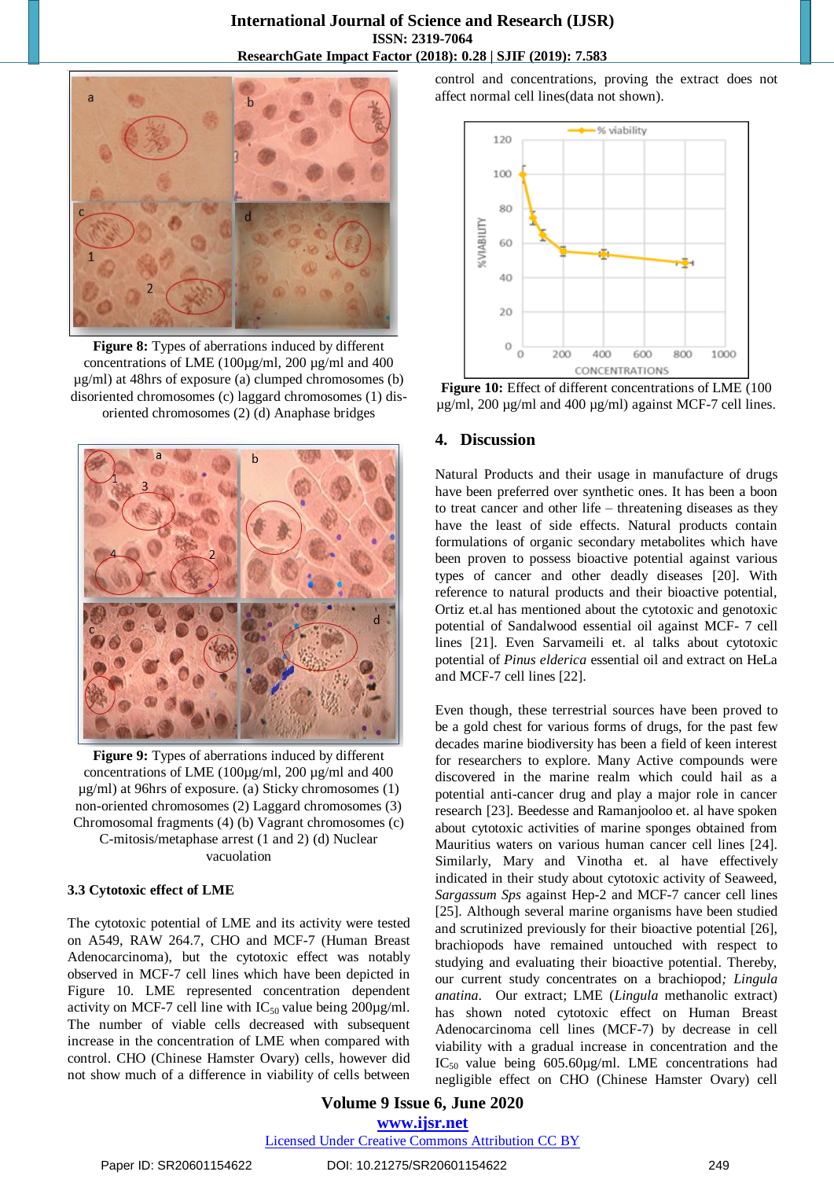**Figure 8:** Types of aberrations induced by different concentrations of LME (100µg/ml, 200 µg/ml and 400 µg/ml) at 48hrs of exposure (a) clumped chromosomes (b) disoriented chromosomes (c) laggard chromosomes (1) dis-oriented chromosomes (2) (d) Anaphase bridges

**Figure 9:** Types of aberrations induced by different concentrations of LME (100µg/ml, 200 µg/ml and 400 µg/ml) at 96hrs of exposure. (a) Sticky chromosomes (1) non-oriented chromosomes (2) Laggard chromosomes (3) Chromosomal fragments (4) (b) Vagrant chromosomes (c) C-mitosis/metaphase arrest (1 and 2) (d) Nuclear vacuolation

### 3.3 Cytotoxic effect of LME

The cytotoxic potential of LME and its activity were tested on A549, RAW 264.7, CHO and MCF-7 (Human Breast Adenocarcinoma), but the cytotoxic effect was notably observed in MCF-7 cell lines which have been depicted in Figure 10. LME represented concentration dependent activity on MCF-7 cell line with $IC_{50}$ value being 200µg/ml. The number of viable cells decreased with subsequent increase in the concentration of LME when compared with control. CHO (Chinese Hamster Ovary) cells, however did not show much of a difference in viability of cells between control and concentrations, proving the extract does not affect normal cell lines(data not shown).

**Figure 10:** Effect of different concentrations of LME (100 µg/ml, 200 µg/ml and 400 µg/ml) against MCF-7 cell lines.

## 4. Discussion

Natural Products and their usage in manufacture of drugs have been preferred over synthetic ones. It has been a boon to treat cancer and other life – threatening diseases as they have the least of side effects. Natural products contain formulations of organic secondary metabolites which have been proven to possess bioactive potential against various types of cancer and other deadly diseases [20]. With reference to natural products and their bioactive potential, Ortiz et.al has mentioned about the cytotoxic and genotoxic potential of Sandalwood essential oil against MCF- 7 cell lines [21]. Even Sarvameili et. al talks about cytotoxic potential of *Pinus elderica* essential oil and extract on HeLa and MCF-7 cell lines [22].

Even though, these terrestrial sources have been proved to be a gold chest for various forms of drugs, for the past few decades marine biodiversity has been a field of keen interest for researchers to explore. Many Active compounds were discovered in the marine realm which could hail as a potential anti-cancer drug and play a major role in cancer research [23]. Beedesse and Ramanjooloo et. al have spoken about cytotoxic activities of marine sponges obtained from Mauritius waters on various human cancer cell lines [24]. Similarly, Mary and Vinotha et. al have effectively indicated in their study about cytotoxic activity of Seaweed, *Sargassum Sps* against Hep-2 and MCF-7 cancer cell lines [25]. Although several marine organisms have been studied and scrutinized previously for their bioactive potential [26], brachiopods have remained untouched with respect to studying and evaluating their bioactive potential. Thereby, our current study concentrates on a brachiopod; *Lingula anatina*. Our extract; LME (*Lingula* methanolic extract) has shown noted cytotoxic effect on Human Breast Adenocarcinoma cell lines (MCF-7) by decrease in cell viability with a gradual increase in concentration and the $IC_{50}$ value being 605.60µg/ml. LME concentrations had negligible effect on CHO (Chinese Hamster Ovary) cell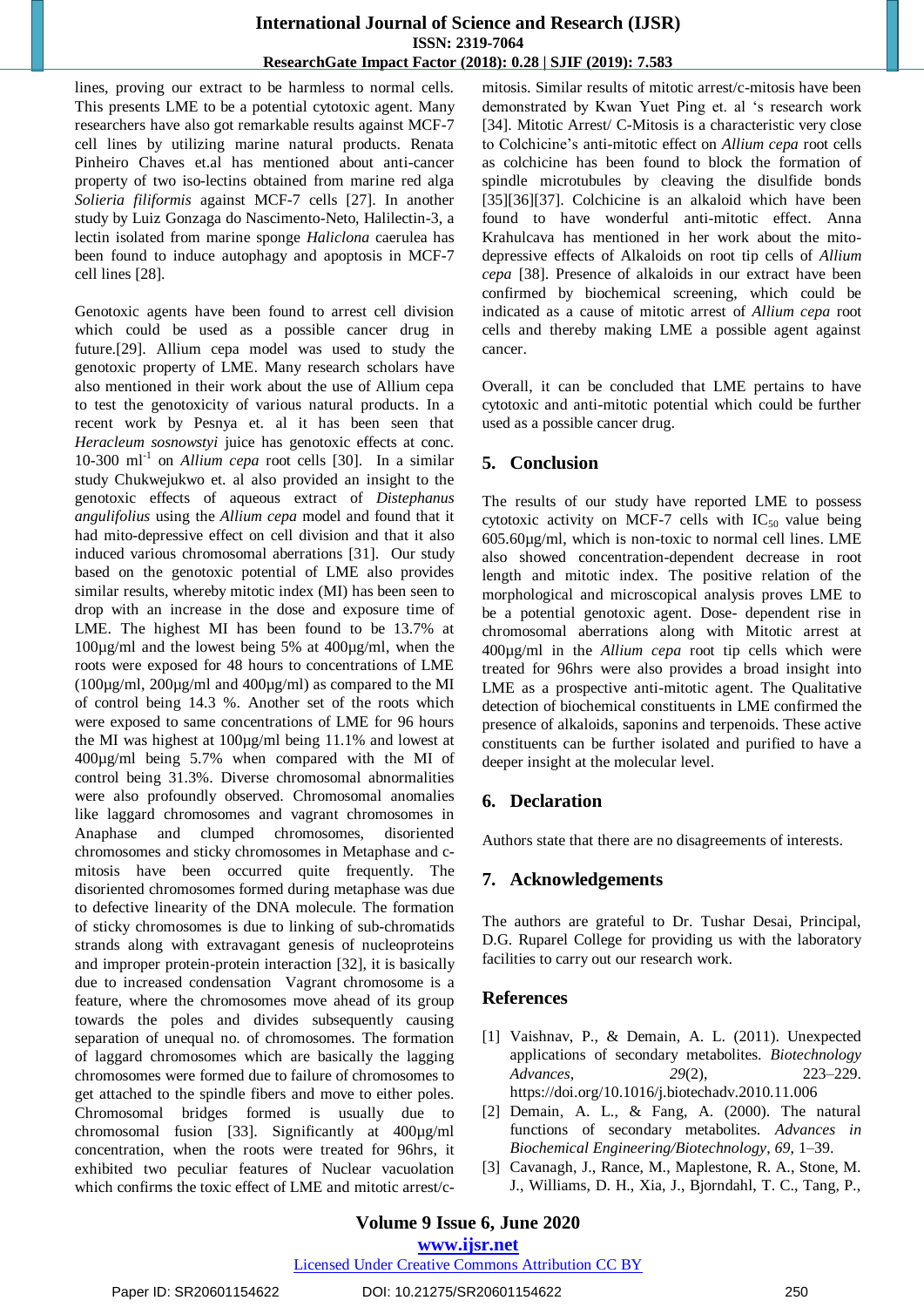lines, proving our extract to be harmless to normal cells. This presents LME to be a potential cytotoxic agent. Many researchers have also got remarkable results against MCF-7 cell lines by utilizing marine natural products. Renata Pinheiro Chaves et.al has mentioned about anti-cancer property of two iso-lectins obtained from marine red alga *Solieria filiformis* against MCF-7 cells [27]. In another study by Luiz Gonzaga do Nascimento-Neto, Halilectin-3, a lectin isolated from marine sponge *Haliclona* caerulea has been found to induce autophagy and apoptosis in MCF-7 cell lines [28].

Genotoxic agents have been found to arrest cell division which could be used as a possible cancer drug in future.[29]. Allium cepa model was used to study the genotoxic property of LME. Many research scholars have also mentioned in their work about the use of Allium cepa to test the genotoxicity of various natural products. In a recent work by Pesnya et. al it has been seen that *Heracleum sosnowstyi* juice has genotoxic effects at conc. 10-300 ml$^{-1}$ on *Allium cepa* root cells [30]. In a similar study Chukwejukwo et. al also provided an insight to the genotoxic effects of aqueous extract of *Distephanus angulifolius* using the *Allium cepa* model and found that it had mito-depressive effect on cell division and that it also induced various chromosomal aberrations [31]. Our study based on the genotoxic potential of LME also provides similar results, whereby mitotic index (MI) has been seen to drop with an increase in the dose and exposure time of LME. The highest MI has been found to be 13.7% at 100µg/ml and the lowest being 5% at 400µg/ml, when the roots were exposed for 48 hours to concentrations of LME (100µg/ml, 200µg/ml and 400µg/ml) as compared to the MI of control being 14.3 %. Another set of the roots which were exposed to same concentrations of LME for 96 hours the MI was highest at 100µg/ml being 11.1% and lowest at 400µg/ml being 5.7% when compared with the MI of control being 31.3%. Diverse chromosomal abnormalities were also profoundly observed. Chromosomal anomalies like laggard chromosomes and vagrant chromosomes in Anaphase and clumped chromosomes, disoriented chromosomes and sticky chromosomes in Metaphase and c-mitosis have been occurred quite frequently. The disoriented chromosomes formed during metaphase was due to defective linearity of the DNA molecule. The formation of sticky chromosomes is due to linking of sub-chromatids strands along with extravagant genesis of nucleoproteins and improper protein-protein interaction [32], it is basically due to increased condensation Vagrant chromosome is a feature, where the chromosomes move ahead of its group towards the poles and divides subsequently causing separation of unequal no. of chromosomes. The formation of laggard chromosomes which are basically the lagging chromosomes were formed due to failure of chromosomes to get attached to the spindle fibers and move to either poles. Chromosomal bridges formed is usually due to chromosomal fusion [33]. Significantly at 400µg/ml concentration, when the roots were treated for 96hrs, it exhibited two peculiar features of Nuclear vacuolation which confirms the toxic effect of LME and mitotic arrest/c-mitosis. Similar results of mitotic arrest/c-mitosis have been demonstrated by Kwan Yuet Ping et. al 's research work [34]. Mitotic Arrest/ C-Mitosis is a characteristic very close to Colchicine's anti-mitotic effect on *Allium cepa* root cells as colchicine has been found to block the formation of spindle microtubules by cleaving the disulfide bonds [35][36][37]. Colchicine is an alkaloid which have been found to have wonderful anti-mitotic effect. Anna Krahulcava has mentioned in her work about the mito-depressive effects of Alkaloids on root tip cells of *Allium cepa* [38]. Presence of alkaloids in our extract have been confirmed by biochemical screening, which could be indicated as a cause of mitotic arrest of *Allium cepa* root cells and thereby making LME a possible agent against cancer.

Overall, it can be concluded that LME pertains to have cytotoxic and anti-mitotic potential which could be further used as a possible cancer drug.

## 5. Conclusion

The results of our study have reported LME to possess cytotoxic activity on MCF-7 cells with $IC_{50}$ value being 605.60µg/ml, which is non-toxic to normal cell lines. LME also showed concentration-dependent decrease in root length and mitotic index. The positive relation of the morphological and microscopical analysis proves LME to be a potential genotoxic agent. Dose- dependent rise in chromosomal aberrations along with Mitotic arrest at 400µg/ml in the *Allium cepa* root tip cells which were treated for 96hrs were also provides a broad insight into LME as a prospective anti-mitotic agent. The Qualitative detection of biochemical constituents in LME confirmed the presence of alkaloids, saponins and terpenoids. These active constituents can be further isolated and purified to have a deeper insight at the molecular level.

## 6. Declaration

Authors state that there are no disagreements of interests.

## 7. Acknowledgements

The authors are grateful to Dr. Tushar Desai, Principal, D.G. Ruparel College for providing us with the laboratory facilities to carry out our research work.

## References

[1] Vaishnav, P., & Demain, A. L. (2011). Unexpected applications of secondary metabolites. *Biotechnology Advances*, *29*(2), 223–229. https://doi.org/10.1016/j.biotechadv.2010.11.006

[2] Demain, A. L., & Fang, A. (2000). The natural functions of secondary metabolites. *Advances in Biochemical Engineering/Biotechnology*, *69*, 1–39.

[3] Cavanagh, J., Rance, M., Maplestone, R. A., Stone, M. J., Williams, D. H., Xia, J., Bjorndahl, T. C., Tang, P.,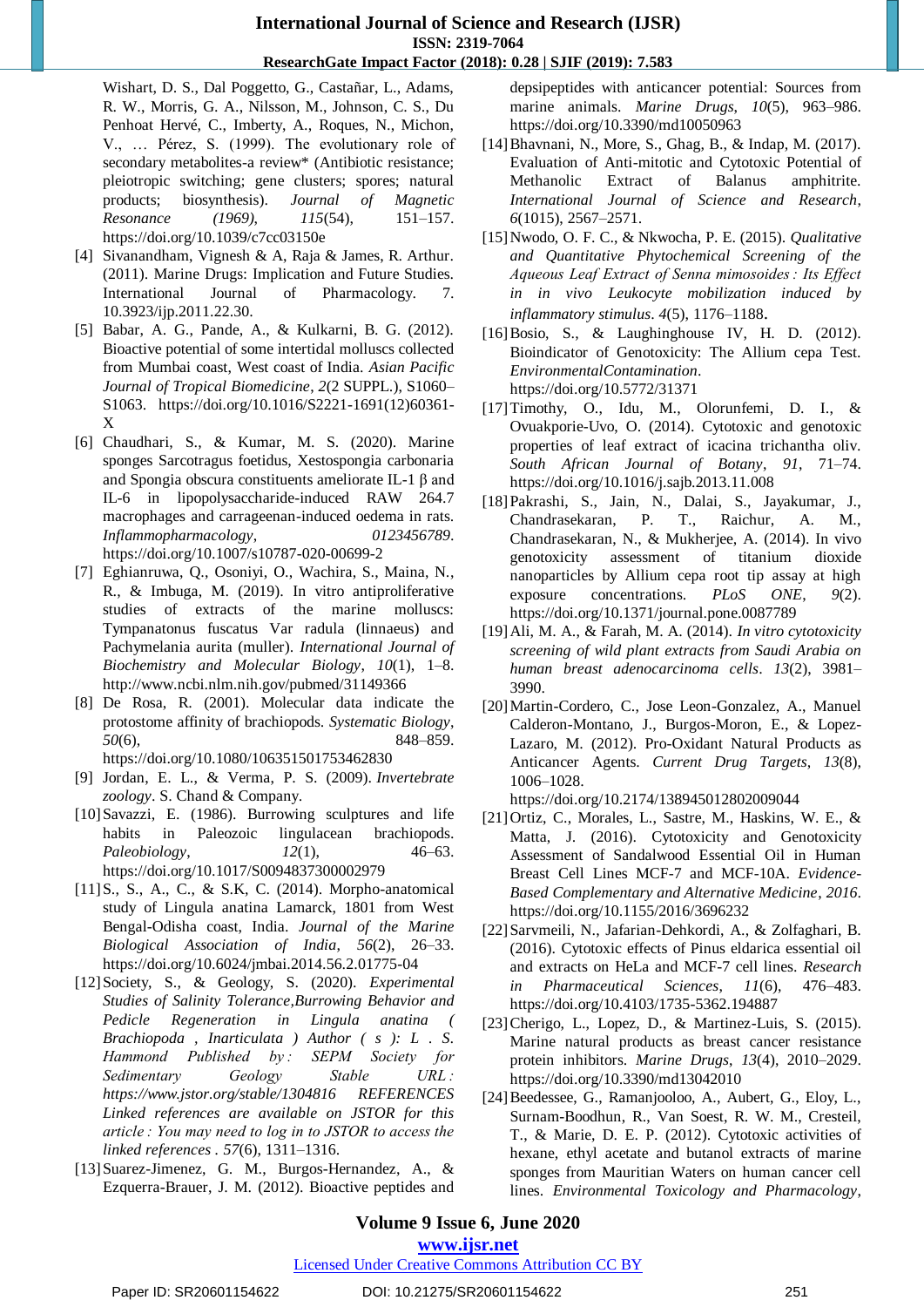Wishart, D. S., Dal Poggetto, G., Castañar, L., Adams, R. W., Morris, G. A., Nilsson, M., Johnson, C. S., Du Penhoat Hervé, C., Imberty, A., Roques, N., Michon, V., … Pérez, S. (1999). The evolutionary role of secondary metabolites-a review* (Antibiotic resistance; pleiotropic switching; gene clusters; spores; natural products; biosynthesis). *Journal of Magnetic Resonance (1969)*, *115*(54), 151–157. https://doi.org/10.1039/c7cc03150e

[4] Sivanandham, Vignesh & A, Raja & James, R. Arthur. (2011). Marine Drugs: Implication and Future Studies. International Journal of Pharmacology. 7. 10.3923/ijp.2011.22.30.

[5] Babar, A. G., Pande, A., & Kulkarni, B. G. (2012). Bioactive potential of some intertidal molluscs collected from Mumbai coast, West coast of India. *Asian Pacific Journal of Tropical Biomedicine*, *2*(2 SUPPL.), S1060–S1063. https://doi.org/10.1016/S2221-1691(12)60361-X

[6] Chaudhari, S., & Kumar, M. S. (2020). Marine sponges Sarcotragus foetidus, Xestospongia carbonaria and Spongia obscura constituents ameliorate IL-1 β and IL-6 in lipopolysaccharide-induced RAW 264.7 macrophages and carrageenan-induced oedema in rats. *Inflammopharmacology*, *0123456789*. https://doi.org/10.1007/s10787-020-00699-2

[7] Eghianruwa, Q., Osoniyi, O., Wachira, S., Maina, N., R., & Imbuga, M. (2019). In vitro antiproliferative studies of extracts of the marine molluscs: Tympanatonus fuscatus Var radula (linnaeus) and Pachymelania aurita (muller). *International Journal of Biochemistry and Molecular Biology*, *10*(1), 1–8. http://www.ncbi.nlm.nih.gov/pubmed/31149366

[8] De Rosa, R. (2001). Molecular data indicate the protostome affinity of brachiopods. *Systematic Biology*, *50*(6), 848–859. https://doi.org/10.1080/106351501753462830

[9] Jordan, E. L., & Verma, P. S. (2009). *Invertebrate zoology*. S. Chand & Company.

[10] Savazzi, E. (1986). Burrowing sculptures and life habits in Paleozoic lingulacean brachiopods. *Paleobiology*, *12*(1), 46–63. https://doi.org/10.1017/S0094837300002979

[11] S., S., A., C., & S.K, C. (2014). Morpho-anatomical study of Lingula anatina Lamarck, 1801 from West Bengal-Odisha coast, India. *Journal of the Marine Biological Association of India*, *56*(2), 26–33. https://doi.org/10.6024/jmbai.2014.56.2.01775-04

[12] Society, S., & Geology, S. (2020). *Experimental Studies of Salinity Tolerance,Burrowing Behavior and Pedicle Regeneration in Lingula anatina ( Brachiopoda , Inarticulata ) Author ( s ): L . S. Hammond Published by : SEPM Society for Sedimentary Geology Stable URL : https://www.jstor.org/stable/1304816 REFERENCES Linked references are available on JSTOR for this article : You may need to log in to JSTOR to access the linked references* . *57*(6), 1311–1316.

[13] Suarez-Jimenez, G. M., Burgos-Hernandez, A., & Ezquerra-Brauer, J. M. (2012). Bioactive peptides and depsipeptides with anticancer potential: Sources from marine animals. *Marine Drugs*, *10*(5), 963–986. https://doi.org/10.3390/md10050963

[14] Bhavnani, N., More, S., Ghag, B., & Indap, M. (2017). Evaluation of Anti-mitotic and Cytotoxic Potential of Methanolic Extract of Balanus amphitrite. *International Journal of Science and Research*, *6*(1015), 2567–2571.

[15] Nwodo, O. F. C., & Nkwocha, P. E. (2015). *Qualitative and Quantitative Phytochemical Screening of the Aqueous Leaf Extract of Senna mimosoides : Its Effect in in vivo Leukocyte mobilization induced by inflammatory stimulus*. *4*(5), 1176–1188.

[16] Bosio, S., & Laughinghouse IV, H. D. (2012). Bioindicator of Genotoxicity: The Allium cepa Test. *EnvironmentalContamination*. https://doi.org/10.5772/31371

[17] Timothy, O., Idu, M., Olorunfemi, D. I., & Ovuakporie-Uvo, O. (2014). Cytotoxic and genotoxic properties of leaf extract of icacina trichantha oliv. *South African Journal of Botany*, *91*, 71–74. https://doi.org/10.1016/j.sajb.2013.11.008

[18] Pakrashi, S., Jain, N., Dalai, S., Jayakumar, J., Chandrasekaran, P. T., Raichur, A. M., Chandrasekaran, N., & Mukherjee, A. (2014). In vivo genotoxicity assessment of titanium dioxide nanoparticles by Allium cepa root tip assay at high exposure concentrations. *PLoS ONE*, *9*(2). https://doi.org/10.1371/journal.pone.0087789

[19] Ali, M. A., & Farah, M. A. (2014). *In vitro cytotoxicity screening of wild plant extracts from Saudi Arabia on human breast adenocarcinoma cells*. *13*(2), 3981–3990.

[20] Martin-Cordero, C., Jose Leon-Gonzalez, A., Manuel Calderon-Montano, J., Burgos-Moron, E., & Lopez-Lazaro, M. (2012). Pro-Oxidant Natural Products as Anticancer Agents. *Current Drug Targets*, *13*(8), 1006–1028. https://doi.org/10.2174/138945012802009044

[21] Ortiz, C., Morales, L., Sastre, M., Haskins, W. E., & Matta, J. (2016). Cytotoxicity and Genotoxicity Assessment of Sandalwood Essential Oil in Human Breast Cell Lines MCF-7 and MCF-10A. *Evidence-Based Complementary and Alternative Medicine*, *2016*. https://doi.org/10.1155/2016/3696232

[22] Sarvmeili, N., Jafarian-Dehkordi, A., & Zolfaghari, B. (2016). Cytotoxic effects of Pinus eldarica essential oil and extracts on HeLa and MCF-7 cell lines. *Research in Pharmaceutical Sciences*, *11*(6), 476–483. https://doi.org/10.4103/1735-5362.194887

[23] Cherigo, L., Lopez, D., & Martinez-Luis, S. (2015). Marine natural products as breast cancer resistance protein inhibitors. *Marine Drugs*, *13*(4), 2010–2029. https://doi.org/10.3390/md13042010

[24] Beedessee, G., Ramanjooloo, A., Aubert, G., Eloy, L., Surnam-Boodhun, R., Van Soest, R. W. M., Cresteil, T., & Marie, D. E. P. (2012). Cytotoxic activities of hexane, ethyl acetate and butanol extracts of marine sponges from Mauritian Waters on human cancer cell lines. *Environmental Toxicology and Pharmacology*,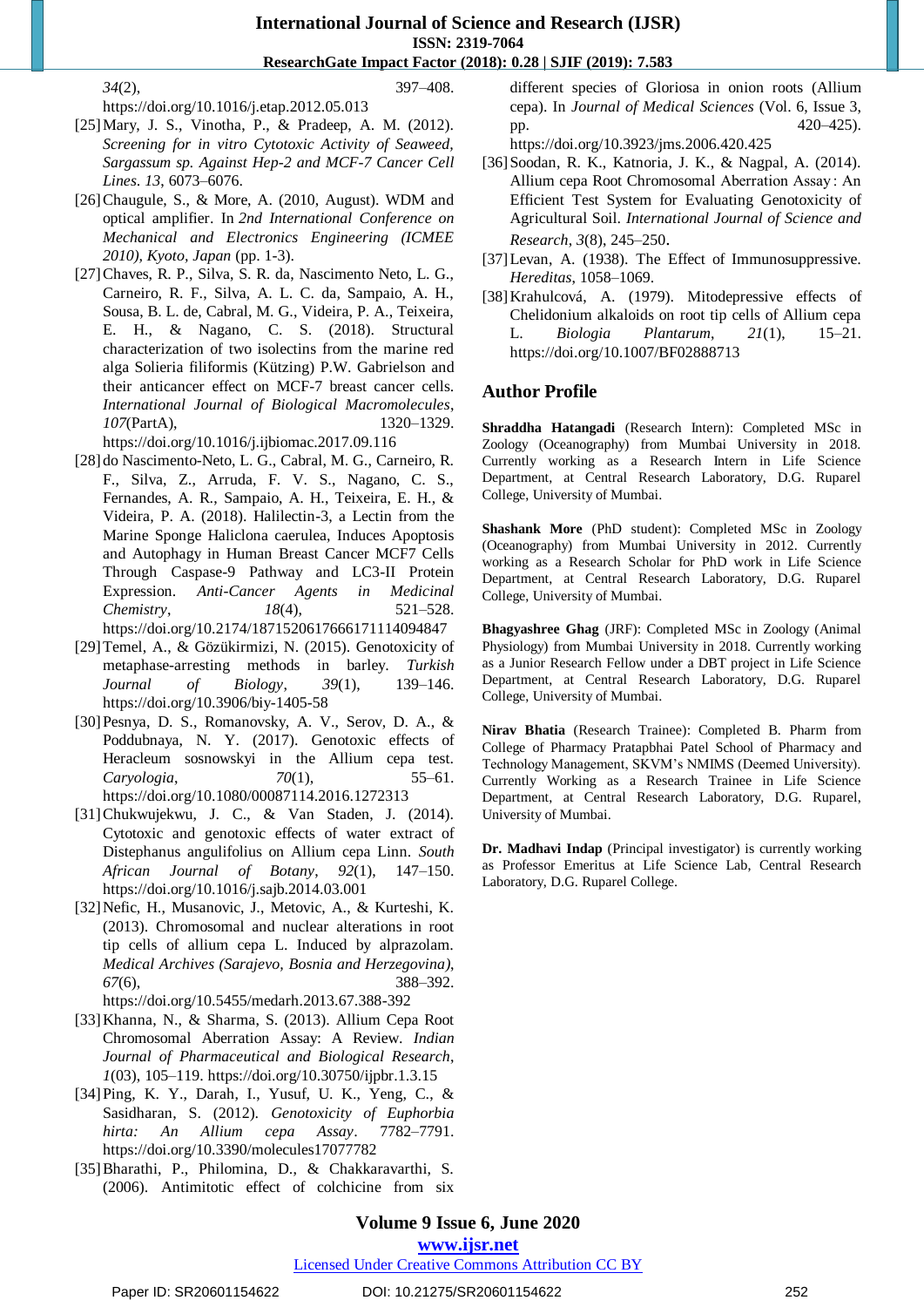*34*(2), 397–408. https://doi.org/10.1016/j.etap.2012.05.013

[25] Mary, J. S., Vinotha, P., & Pradeep, A. M. (2012). *Screening for in vitro Cytotoxic Activity of Seaweed, Sargassum sp. Against Hep-2 and MCF-7 Cancer Cell Lines*. *13*, 6073–6076.

[26] Chaugule, S., & More, A. (2010, August). WDM and optical amplifier. In *2nd International Conference on Mechanical and Electronics Engineering (ICMEE 2010), Kyoto, Japan* (pp. 1-3).

[27] Chaves, R. P., Silva, S. R. da, Nascimento Neto, L. G., Carneiro, R. F., Silva, A. L. C. da, Sampaio, A. H., Sousa, B. L. de, Cabral, M. G., Videira, P. A., Teixeira, E. H., & Nagano, C. S. (2018). Structural characterization of two isolectins from the marine red alga Solieria filiformis (Kützing) P.W. Gabrielson and their anticancer effect on MCF-7 breast cancer cells. *International Journal of Biological Macromolecules*, *107*(PartA), 1320–1329. https://doi.org/10.1016/j.ijbiomac.2017.09.116

[28] do Nascimento-Neto, L. G., Cabral, M. G., Carneiro, R. F., Silva, Z., Arruda, F. V. S., Nagano, C. S., Fernandes, A. R., Sampaio, A. H., Teixeira, E. H., & Videira, P. A. (2018). Halilectin-3, a Lectin from the Marine Sponge Haliclona caerulea, Induces Apoptosis and Autophagy in Human Breast Cancer MCF7 Cells Through Caspase-9 Pathway and LC3-II Protein Expression. *Anti-Cancer Agents in Medicinal Chemistry*, *18*(4), 521–528. https://doi.org/10.2174/1871520617666171114094847

[29] Temel, A., & Gözükirmizi, N. (2015). Genotoxicity of metaphase-arresting methods in barley. *Turkish Journal of Biology*, *39*(1), 139–146. https://doi.org/10.3906/biy-1405-58

[30] Pesnya, D. S., Romanovsky, A. V., Serov, D. A., & Poddubnaya, N. Y. (2017). Genotoxic effects of Heracleum sosnowskyi in the Allium cepa test. *Caryologia*, *70*(1), 55–61. https://doi.org/10.1080/00087114.2016.1272313

[31] Chukwujekwu, J. C., & Van Staden, J. (2014). Cytotoxic and genotoxic effects of water extract of Distephanus angulifolius on Allium cepa Linn. *South African Journal of Botany*, *92*(1), 147–150. https://doi.org/10.1016/j.sajb.2014.03.001

[32] Nefic, H., Musanovic, J., Metovic, A., & Kurteshi, K. (2013). Chromosomal and nuclear alterations in root tip cells of allium cepa L. Induced by alprazolam. *Medical Archives (Sarajevo, Bosnia and Herzegovina)*, *67*(6), 388–392. https://doi.org/10.5455/medarh.2013.67.388-392

[33] Khanna, N., & Sharma, S. (2013). Allium Cepa Root Chromosomal Aberration Assay: A Review. *Indian Journal of Pharmaceutical and Biological Research*, *1*(03), 105–119. https://doi.org/10.30750/ijpbr.1.3.15

[34] Ping, K. Y., Darah, I., Yusuf, U. K., Yeng, C., & Sasidharan, S. (2012). *Genotoxicity of Euphorbia hirta: An Allium cepa Assay*. 7782–7791. https://doi.org/10.3390/molecules17077782

[35] Bharathi, P., Philomina, D., & Chakkaravarthi, S. (2006). Antimitotic effect of colchicine from six different species of Gloriosa in onion roots (Allium cepa). In *Journal of Medical Sciences* (Vol. 6, Issue 3, pp. 420–425). https://doi.org/10.3923/jms.2006.420.425

[36] Soodan, R. K., Katnoria, J. K., & Nagpal, A. (2014). Allium cepa Root Chromosomal Aberration Assay : An Efficient Test System for Evaluating Genotoxicity of Agricultural Soil. *International Journal of Science and Research*, *3*(8), 245–250.

[37] Levan, A. (1938). The Effect of Immunosuppressive. *Hereditas*, 1058–1069.

[38] Krahulcová, A. (1979). Mitodepressive effects of Chelidonium alkaloids on root tip cells of Allium cepa L. *Biologia Plantarum*, *21*(1), 15–21. https://doi.org/10.1007/BF02888713

## Author Profile

**Shraddha Hatangadi** (Research Intern): Completed MSc in Zoology (Oceanography) from Mumbai University in 2018. Currently working as a Research Intern in Life Science Department, at Central Research Laboratory, D.G. Ruparel College, University of Mumbai.

**Shashank More** (PhD student): Completed MSc in Zoology (Oceanography) from Mumbai University in 2012. Currently working as a Research Scholar for PhD work in Life Science Department, at Central Research Laboratory, D.G. Ruparel College, University of Mumbai.

**Bhagyashree Ghag** (JRF): Completed MSc in Zoology (Animal Physiology) from Mumbai University in 2018. Currently working as a Junior Research Fellow under a DBT project in Life Science Department, at Central Research Laboratory, D.G. Ruparel College, University of Mumbai.

**Nirav Bhatia** (Research Trainee): Completed B. Pharm from College of Pharmacy Pratapbhai Patel School of Pharmacy and Technology Management, SKVM's NMIMS (Deemed University). Currently Working as a Research Trainee in Life Science Department, at Central Research Laboratory, D.G. Ruparel, University of Mumbai.

**Dr. Madhavi Indap** (Principal investigator) is currently working as Professor Emeritus at Life Science Lab, Central Research Laboratory, D.G. Ruparel College.